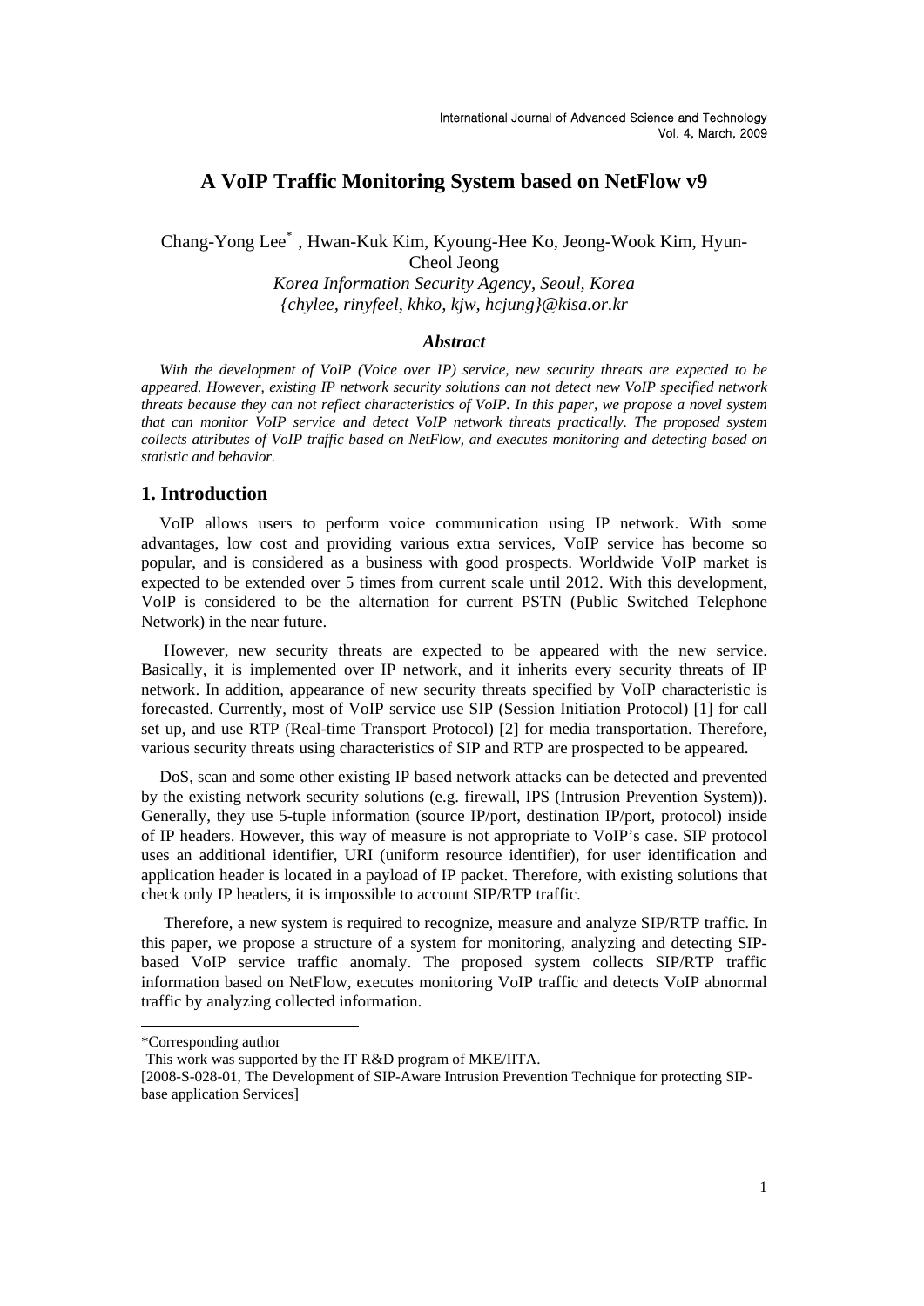# A VoIP Traffic Monitoring System based on NetFlow v9

Chang-Yong Lee* , Hwan-Kuk Kim, Kyoung-Hee Ko, Jeong-Wook Kim, Hyun-Cheol Jeong

*Korea Information Security Agency, Seoul, Korea*

*{chylee, rinyfeel, khko, kjw, hcjung}@kisa.or.kr*

### *Abstract*

*With the development of VoIP (Voice over IP) service, new security threats are expected to be appeared. However, existing IP network security solutions can not detect new VoIP specified network threats because they can not reflect characteristics of VoIP. In this paper, we propose a novel system that can monitor VoIP service and detect VoIP network threats practically. The proposed system collects attributes of VoIP traffic based on NetFlow, and executes monitoring and detecting based on statistic and behavior.*

## 1. Introduction

VoIP allows users to perform voice communication using IP network. With some advantages, low cost and providing various extra services, VoIP service has become so popular, and is considered as a business with good prospects. Worldwide VoIP market is expected to be extended over 5 times from current scale until 2012. With this development, VoIP is considered to be the alternation for current PSTN (Public Switched Telephone Network) in the near future.

However, new security threats are expected to be appeared with the new service. Basically, it is implemented over IP network, and it inherits every security threats of IP network. In addition, appearance of new security threats specified by VoIP characteristic is forecasted. Currently, most of VoIP service use SIP (Session Initiation Protocol) [1] for call set up, and use RTP (Real-time Transport Protocol) [2] for media transportation. Therefore, various security threats using characteristics of SIP and RTP are prospected to be appeared.

DoS, scan and some other existing IP based network attacks can be detected and prevented by the existing network security solutions (e.g. firewall, IPS (Intrusion Prevention System)). Generally, they use 5-tuple information (source IP/port, destination IP/port, protocol) inside of IP headers. However, this way of measure is not appropriate to VoIP's case. SIP protocol uses an additional identifier, URI (uniform resource identifier), for user identification and application header is located in a payload of IP packet. Therefore, with existing solutions that check only IP headers, it is impossible to account SIP/RTP traffic.

Therefore, a new system is required to recognize, measure and analyze SIP/RTP traffic. In this paper, we propose a structure of a system for monitoring, analyzing and detecting SIP-based VoIP service traffic anomaly. The proposed system collects SIP/RTP traffic information based on NetFlow, executes monitoring VoIP traffic and detects VoIP abnormal traffic by analyzing collected information.

---

*Corresponding author

This work was supported by the IT R&D program of MKE/IITA.

[2008-S-028-01, The Development of SIP-Aware Intrusion Prevention Technique for protecting SIP-base application Services]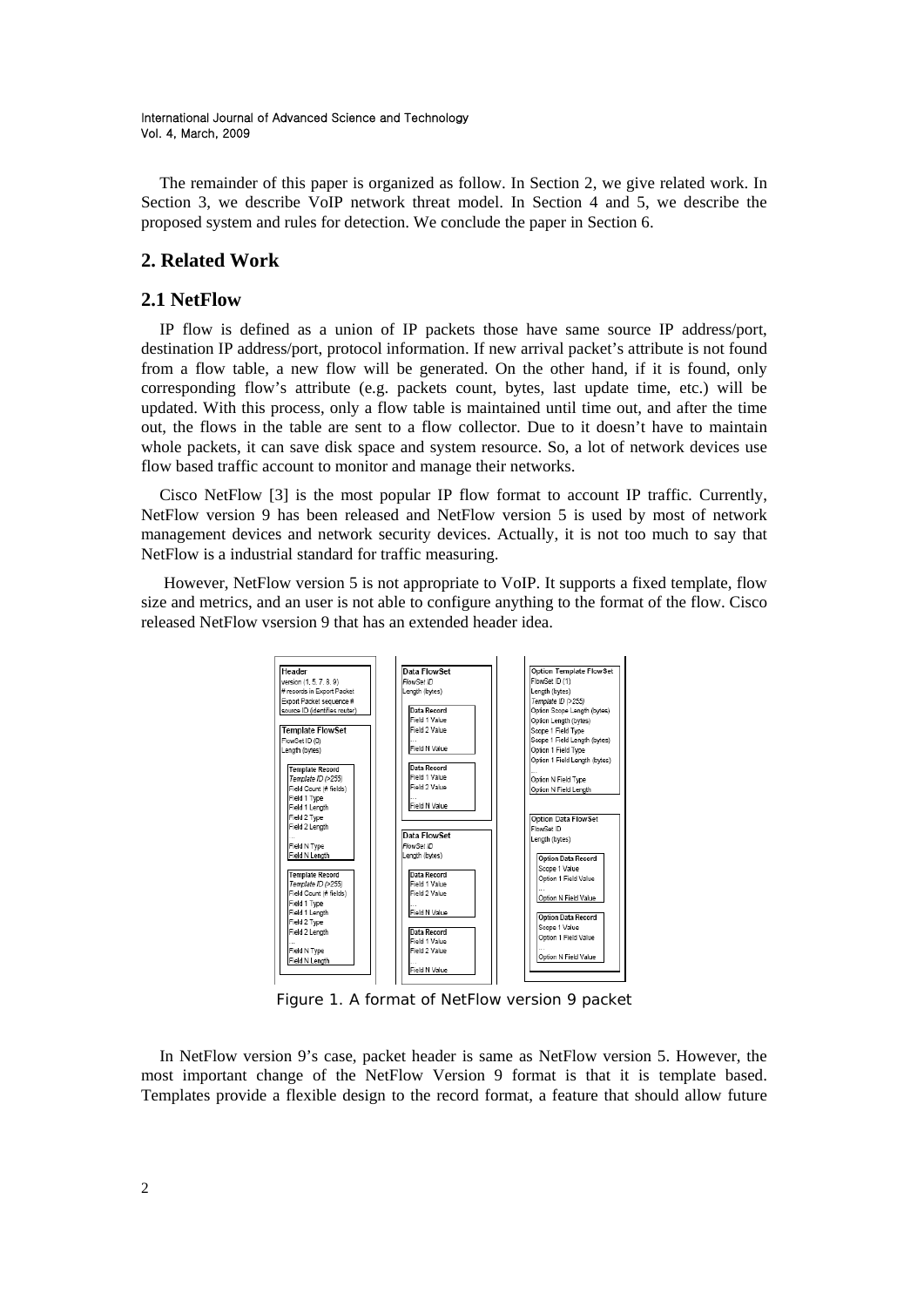The remainder of this paper is organized as follow. In Section 2, we give related work. In Section 3, we describe VoIP network threat model. In Section 4 and 5, we describe the proposed system and rules for detection. We conclude the paper in Section 6.

## 2. Related Work

### 2.1 NetFlow

IP flow is defined as a union of IP packets those have same source IP address/port, destination IP address/port, protocol information. If new arrival packet's attribute is not found from a flow table, a new flow will be generated. On the other hand, if it is found, only corresponding flow's attribute (e.g. packets count, bytes, last update time, etc.) will be updated. With this process, only a flow table is maintained until time out, and after the time out, the flows in the table are sent to a flow collector. Due to it doesn't have to maintain whole packets, it can save disk space and system resource. So, a lot of network devices use flow based traffic account to monitor and manage their networks.

Cisco NetFlow [3] is the most popular IP flow format to account IP traffic. Currently, NetFlow version 9 has been released and NetFlow version 5 is used by most of network management devices and network security devices. Actually, it is not too much to say that NetFlow is a industrial standard for traffic measuring.

However, NetFlow version 5 is not appropriate to VoIP. It supports a fixed template, flow size and metrics, and an user is not able to configure anything to the format of the flow. Cisco released NetFlow vsersion 9 that has an extended header idea.

Figure 1. A format of NetFlow version 9 packet

In NetFlow version 9's case, packet header is same as NetFlow version 5. However, the most important change of the NetFlow Version 9 format is that it is template based. Templates provide a flexible design to the record format, a feature that should allow future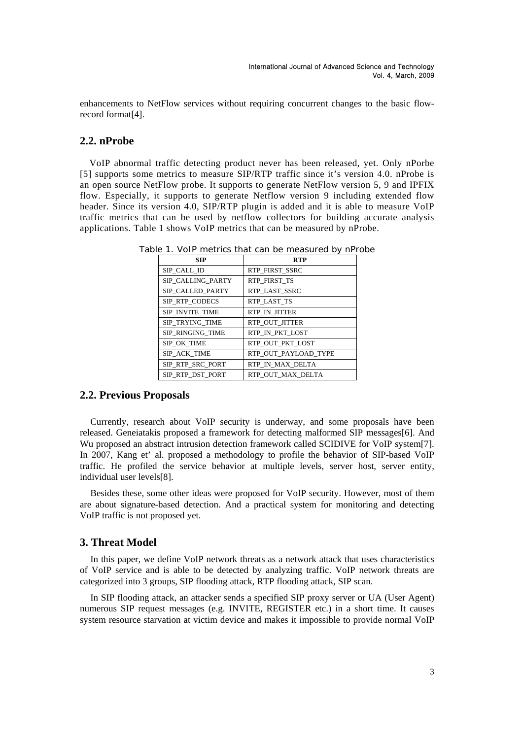enhancements to NetFlow services without requiring concurrent changes to the basic flow-record format[4].

## 2.2. nProbe

VoIP abnormal traffic detecting product never has been released, yet. Only nPorbe [5] supports some metrics to measure SIP/RTP traffic since it's version 4.0. nProbe is an open source NetFlow probe. It supports to generate NetFlow version 5, 9 and IPFIX flow. Especially, it supports to generate Netflow version 9 including extended flow header. Since its version 4.0, SIP/RTP plugin is added and it is able to measure VoIP traffic metrics that can be used by netflow collectors for building accurate analysis applications. Table 1 shows VoIP metrics that can be measured by nProbe.

Table 1. VoIP metrics that can be measured by nProbe

| SIP | RTP |
|---|---|
| SIP_CALL_ID | RTP_FIRST_SSRC |
| SIP_CALLING_PARTY | RTP_FIRST_TS |
| SIP_CALLED_PARTY | RTP_LAST_SSRC |
| SIP_RTP_CODECS | RTP_LAST_TS |
| SIP_INVITE_TIME | RTP_IN_JITTER |
| SIP_TRYING_TIME | RTP_OUT_JITTER |
| SIP_RINGING_TIME | RTP_IN_PKT_LOST |
| SIP_OK_TIME | RTP_OUT_PKT_LOST |
| SIP_ACK_TIME | RTP_OUT_PAYLOAD_TYPE |
| SIP_RTP_SRC_PORT | RTP_IN_MAX_DELTA |
| SIP_RTP_DST_PORT | RTP_OUT_MAX_DELTA |

## 2.2. Previous Proposals

Currently, research about VoIP security is underway, and some proposals have been released. Geneiatakis proposed a framework for detecting malformed SIP messages[6]. And Wu proposed an abstract intrusion detection framework called SCIDIVE for VoIP system[7]. In 2007, Kang et' al. proposed a methodology to profile the behavior of SIP-based VoIP traffic. He profiled the service behavior at multiple levels, server host, server entity, individual user levels[8].

Besides these, some other ideas were proposed for VoIP security. However, most of them are about signature-based detection. And a practical system for monitoring and detecting VoIP traffic is not proposed yet.

## 3. Threat Model

In this paper, we define VoIP network threats as a network attack that uses characteristics of VoIP service and is able to be detected by analyzing traffic. VoIP network threats are categorized into 3 groups, SIP flooding attack, RTP flooding attack, SIP scan.

In SIP flooding attack, an attacker sends a specified SIP proxy server or UA (User Agent) numerous SIP request messages (e.g. INVITE, REGISTER etc.) in a short time. It causes system resource starvation at victim device and makes it impossible to provide normal VoIP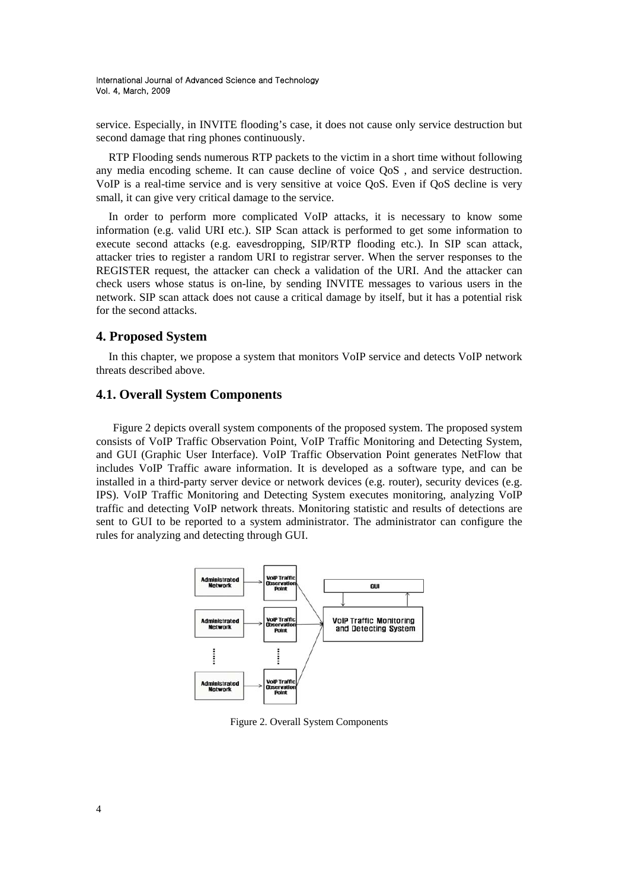service. Especially, in INVITE flooding's case, it does not cause only service destruction but second damage that ring phones continuously.

RTP Flooding sends numerous RTP packets to the victim in a short time without following any media encoding scheme. It can cause decline of voice QoS , and service destruction. VoIP is a real-time service and is very sensitive at voice QoS. Even if QoS decline is very small, it can give very critical damage to the service.

In order to perform more complicated VoIP attacks, it is necessary to know some information (e.g. valid URI etc.). SIP Scan attack is performed to get some information to execute second attacks (e.g. eavesdropping, SIP/RTP flooding etc.). In SIP scan attack, attacker tries to register a random URI to registrar server. When the server responses to the REGISTER request, the attacker can check a validation of the URI. And the attacker can check users whose status is on-line, by sending INVITE messages to various users in the network. SIP scan attack does not cause a critical damage by itself, but it has a potential risk for the second attacks.

## 4. Proposed System

In this chapter, we propose a system that monitors VoIP service and detects VoIP network threats described above.

### 4.1. Overall System Components

Figure 2 depicts overall system components of the proposed system. The proposed system consists of VoIP Traffic Observation Point, VoIP Traffic Monitoring and Detecting System, and GUI (Graphic User Interface). VoIP Traffic Observation Point generates NetFlow that includes VoIP Traffic aware information. It is developed as a software type, and can be installed in a third-party server device or network devices (e.g. router), security devices (e.g. IPS). VoIP Traffic Monitoring and Detecting System executes monitoring, analyzing VoIP traffic and detecting VoIP network threats. Monitoring statistic and results of detections are sent to GUI to be reported to a system administrator. The administrator can configure the rules for analyzing and detecting through GUI.

Figure 2. Overall System Components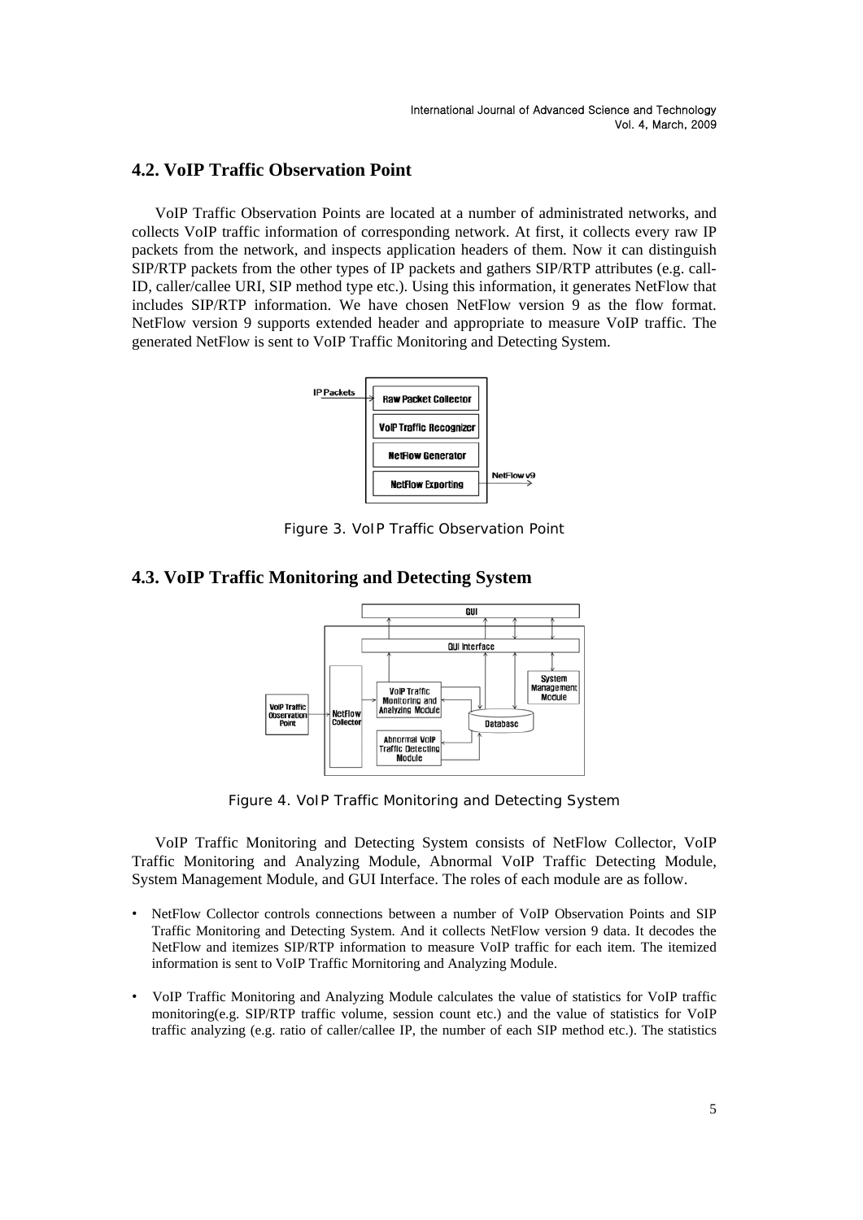## 4.2. VoIP Traffic Observation Point

VoIP Traffic Observation Points are located at a number of administrated networks, and collects VoIP traffic information of corresponding network. At first, it collects every raw IP packets from the network, and inspects application headers of them. Now it can distinguish SIP/RTP packets from the other types of IP packets and gathers SIP/RTP attributes (e.g. call-ID, caller/callee URI, SIP method type etc.). Using this information, it generates NetFlow that includes SIP/RTP information. We have chosen NetFlow version 9 as the flow format. NetFlow version 9 supports extended header and appropriate to measure VoIP traffic. The generated NetFlow is sent to VoIP Traffic Monitoring and Detecting System.

Figure 3. VoIP Traffic Observation Point

## 4.3. VoIP Traffic Monitoring and Detecting System

Figure 4. VoIP Traffic Monitoring and Detecting System

VoIP Traffic Monitoring and Detecting System consists of NetFlow Collector, VoIP Traffic Monitoring and Analyzing Module, Abnormal VoIP Traffic Detecting Module, System Management Module, and GUI Interface. The roles of each module are as follow.

- NetFlow Collector controls connections between a number of VoIP Observation Points and SIP Traffic Monitoring and Detecting System. And it collects NetFlow version 9 data. It decodes the NetFlow and itemizes SIP/RTP information to measure VoIP traffic for each item. The itemized information is sent to VoIP Traffic Mornitoring and Analyzing Module.
- VoIP Traffic Monitoring and Analyzing Module calculates the value of statistics for VoIP traffic monitoring(e.g. SIP/RTP traffic volume, session count etc.) and the value of statistics for VoIP traffic analyzing (e.g. ratio of caller/callee IP, the number of each SIP method etc.). The statistics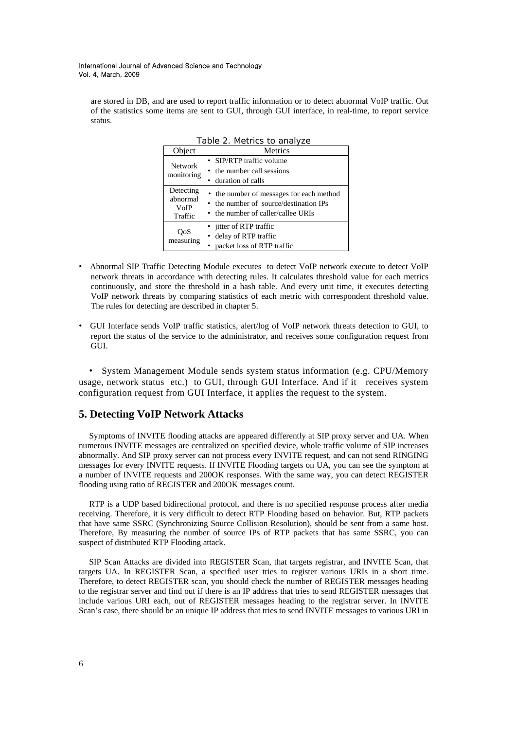are stored in DB, and are used to report traffic information or to detect abnormal VoIP traffic. Out of the statistics some items are sent to GUI, through GUI interface, in real-time, to report service status.

Table 2. Metrics to analyze

| Object | Metrics |
| --- | --- |
| Network monitoring | • SIP/RTP traffic volume<br>• the number call sessions<br>• duration of calls |
| Detecting abnormal VoIP Traffic | • the number of messages for each method<br>• the number of source/destination IPs<br>• the number of caller/callee URIs |
| QoS measuring | • jitter of RTP traffic<br>• delay of RTP traffic<br>• packet loss of RTP traffic |

- Abnormal SIP Traffic Detecting Module executes to detect VoIP network execute to detect VoIP network threats in accordance with detecting rules. It calculates threshold value for each metrics continuously, and store the threshold in a hash table. And every unit time, it executes detecting VoIP network threats by comparing statistics of each metric with correspondent threshold value. The rules for detecting are described in chapter 5.

- GUI Interface sends VoIP traffic statistics, alert/log of VoIP network threats detection to GUI, to report the status of the service to the administrator, and receives some configuration request from GUI.

- System Management Module sends system status information (e.g. CPU/Memory usage, network status etc.) to GUI, through GUI Interface. And if it receives system configuration request from GUI Interface, it applies the request to the system.

## 5. Detecting VoIP Network Attacks

Symptoms of INVITE flooding attacks are appeared differently at SIP proxy server and UA. When numerous INVITE messages are centralized on specified device, whole traffic volume of SIP increases abnormally. And SIP proxy server can not process every INVITE request, and can not send RINGING messages for every INVITE requests. If INVITE Flooding targets on UA, you can see the symptom at a number of INVITE requests and 200OK responses. With the same way, you can detect REGISTER flooding using ratio of REGISTER and 200OK messages count.

RTP is a UDP based bidirectional protocol, and there is no specified response process after media receiving. Therefore, it is very difficult to detect RTP Flooding based on behavior. But, RTP packets that have same SSRC (Synchronizing Source Collision Resolution), should be sent from a same host. Therefore, By measuring the number of source IPs of RTP packets that has same SSRC, you can suspect of distributed RTP Flooding attack.

SIP Scan Attacks are divided into REGISTER Scan, that targets registrar, and INVITE Scan, that targets UA. In REGISTER Scan, a specified user tries to register various URIs in a short time. Therefore, to detect REGISTER scan, you should check the number of REGISTER messages heading to the registrar server and find out if there is an IP address that tries to send REGISTER messages that include various URI each, out of REGISTER messages heading to the registrar server. In INVITE Scan's case, there should be an unique IP address that tries to send INVITE messages to various URI in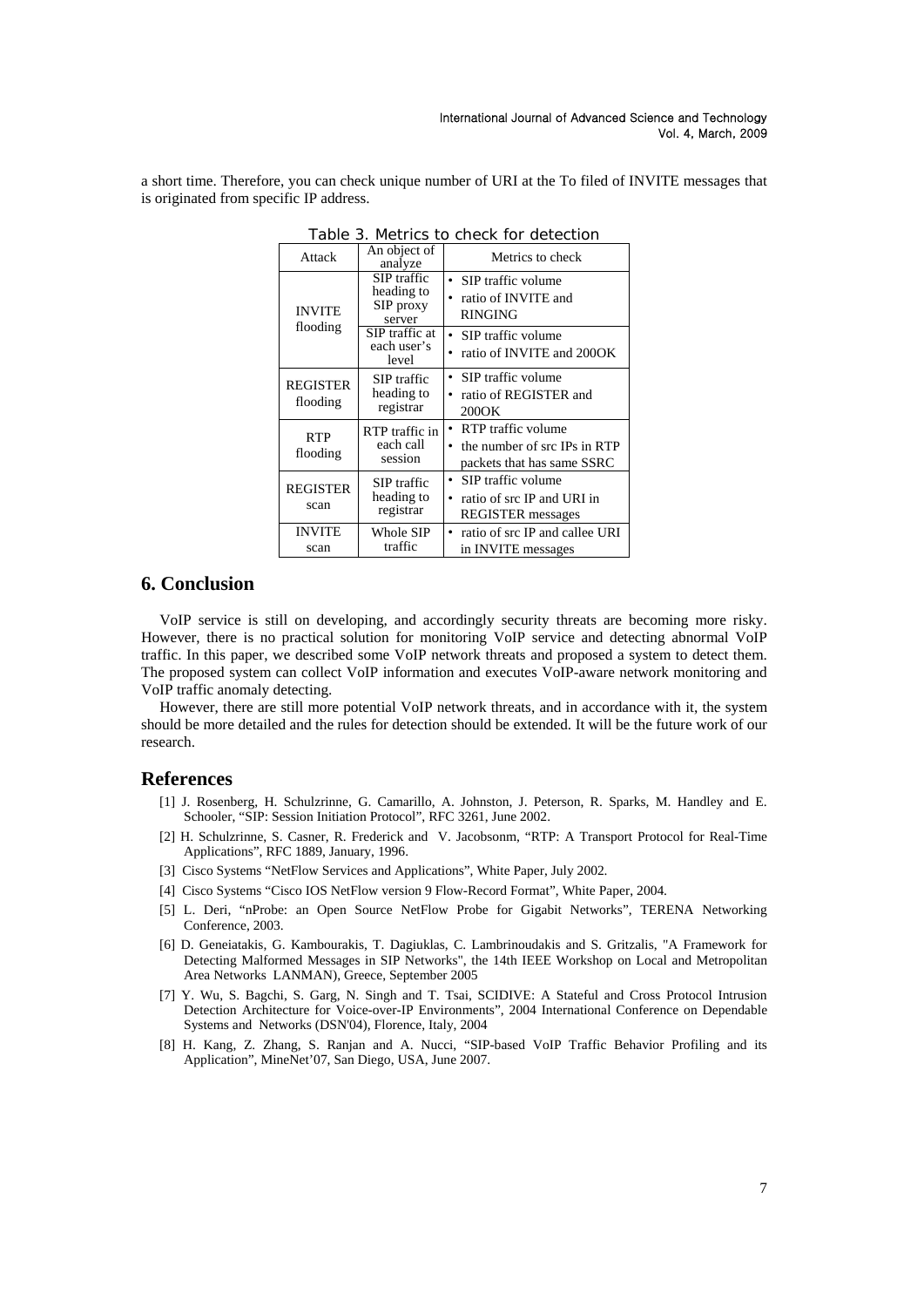a short time. Therefore, you can check unique number of URI at the To filed of INVITE messages that is originated from specific IP address.

Table 3. Metrics to check for detection

| Attack | An object of analyze | Metrics to check |
|---|---|---|
| INVITE flooding | SIP traffic heading to SIP proxy server | • SIP traffic volume<br>• ratio of INVITE and RINGING |
| | SIP traffic at each user's level | • SIP traffic volume<br>• ratio of INVITE and 200OK |
| REGISTER flooding | SIP traffic heading to registrar | • SIP traffic volume<br>• ratio of REGISTER and 200OK |
| RTP flooding | RTP traffic in each call session | • RTP traffic volume<br>• the number of src IPs in RTP packets that has same SSRC |
| REGISTER scan | SIP traffic heading to registrar | • SIP traffic volume<br>• ratio of src IP and URI in REGISTER messages |
| INVITE scan | Whole SIP traffic | • ratio of src IP and callee URI in INVITE messages |

## 6. Conclusion

VoIP service is still on developing, and accordingly security threats are becoming more risky. However, there is no practical solution for monitoring VoIP service and detecting abnormal VoIP traffic. In this paper, we described some VoIP network threats and proposed a system to detect them. The proposed system can collect VoIP information and executes VoIP-aware network monitoring and VoIP traffic anomaly detecting.

However, there are still more potential VoIP network threats, and in accordance with it, the system should be more detailed and the rules for detection should be extended. It will be the future work of our research.

## References

[1] J. Rosenberg, H. Schulzrinne, G. Camarillo, A. Johnston, J. Peterson, R. Sparks, M. Handley and E. Schooler, "SIP: Session Initiation Protocol", RFC 3261, June 2002.

[2] H. Schulzrinne, S. Casner, R. Frederick and V. Jacobsonm, "RTP: A Transport Protocol for Real-Time Applications", RFC 1889, January, 1996.

[3] Cisco Systems "NetFlow Services and Applications", White Paper, July 2002.

[4] Cisco Systems "Cisco IOS NetFlow version 9 Flow-Record Format", White Paper, 2004.

[5] L. Deri, "nProbe: an Open Source NetFlow Probe for Gigabit Networks", TERENA Networking Conference, 2003.

[6] D. Geneiatakis, G. Kambourakis, T. Dagiuklas, C. Lambrinoudakis and S. Gritzalis, "A Framework for Detecting Malformed Messages in SIP Networks", the 14th IEEE Workshop on Local and Metropolitan Area Networks LANMAN), Greece, September 2005

[7] Y. Wu, S. Bagchi, S. Garg, N. Singh and T. Tsai, SCIDIVE: A Stateful and Cross Protocol Intrusion Detection Architecture for Voice-over-IP Environments", 2004 International Conference on Dependable Systems and Networks (DSN'04), Florence, Italy, 2004

[8] H. Kang, Z. Zhang, S. Ranjan and A. Nucci, "SIP-based VoIP Traffic Behavior Profiling and its Application", MineNet'07, San Diego, USA, June 2007.